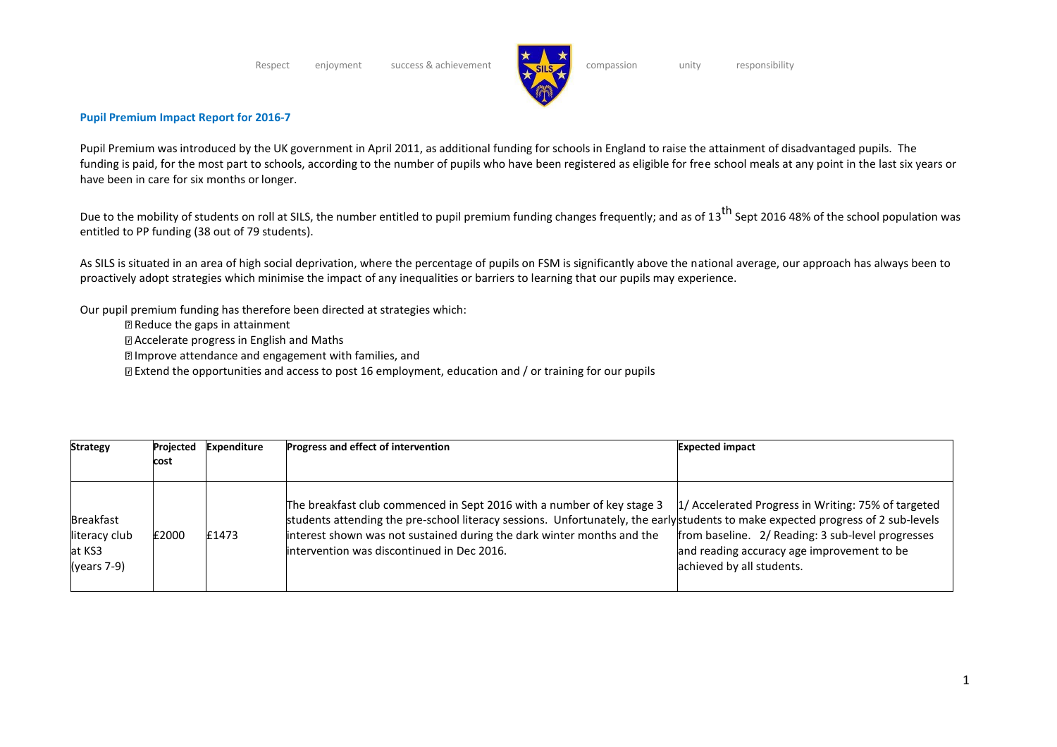Respect enjoyment success & achievement compassion unity responsibility

**Pupil Premium Impact Report for 2016-7**

Pupil Premium was introduced by the UK government in April 2011, as additional funding for schools in England to raise the attainment of disadvantaged pupils. The funding is paid, for the most part to schools, according to the number of pupils who have been registered as eligible for free school meals at any point in the last six years or have been in care for six months or longer.

Due to the mobility of students on roll at SILS, the number entitled to pupil premium funding changes frequently; and as of 13th Sept 2016 48% of the school population was entitled to PP funding (38 out of 79 students).

As SILS is situated in an area of high social deprivation, where the percentage of pupils on FSM is significantly above the national average, our approach has always been to proactively adopt strategies which minimise the impact of any inequalities or barriers to learning that our pupils may experience.

Our pupil premium funding has therefore been directed at strategies which:

- Reduce the gaps in attainment
- Accelerate progress in English and Maths
- Improve attendance and engagement with families, and
- Extend the opportunities and access to post 16 employment, education and / or training for our pupils

| **Strategy** | **Projected cost** | **Expenditure** | **Progress and effect of intervention** | **Expected impact** |
|---|---|---|---|---|
| Breakfast literacy club at KS3 (years 7-9) | £2000 | £1473 | The breakfast club commenced in Sept 2016 with a number of key stage 3 students attending the pre-school literacy sessions. Unfortunately, the early interest shown was not sustained during the dark winter months and the intervention was discontinued in Dec 2016. | 1/ Accelerated Progress in Writing: 75% of targeted students to make expected progress of 2 sub-levels from baseline. 2/ Reading: 3 sub-level progresses and reading accuracy age improvement to be achieved by all students. |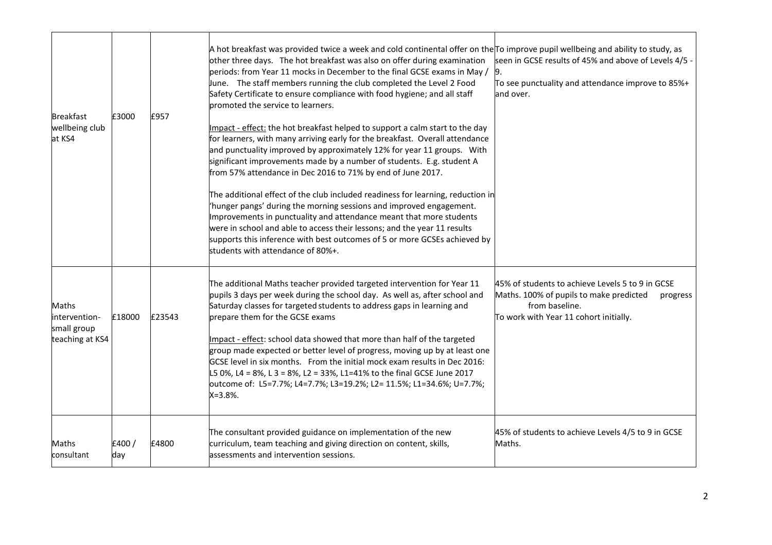| | | | | |
|---|---|---|---|---|
| Breakfast wellbeing club at KS4 | £3000 | £957 | A hot breakfast was provided twice a week and cold continental offer on the other three days. The hot breakfast was also on offer during examination periods: from Year 11 mocks in December to the final GCSE exams in May / June. The staff members running the club completed the Level 2 Food Safety Certificate to ensure compliance with food hygiene; and all staff promoted the service to learners.<br><br>Impact - effect: the hot breakfast helped to support a calm start to the day for learners, with many arriving early for the breakfast. Overall attendance and punctuality improved by approximately 12% for year 11 groups. With significant improvements made by a number of students. E.g. student A from 57% attendance in Dec 2016 to 71% by end of June 2017.<br><br>The additional effect of the club included readiness for learning, reduction in 'hunger pangs' during the morning sessions and improved engagement. Improvements in punctuality and attendance meant that more students were in school and able to access their lessons; and the year 11 results supports this inference with best outcomes of 5 or more GCSEs achieved by students with attendance of 80%+. | To improve pupil wellbeing and ability to study, as seen in GCSE results of 45% and above of Levels 4/5 - 9.<br>To see punctuality and attendance improve to 85%+ and over. |
| Maths intervention- small group teaching at KS4 | £18000 | £23543 | The additional Maths teacher provided targeted intervention for Year 11 pupils 3 days per week during the school day. As well as, after school and Saturday classes for targeted students to address gaps in learning and prepare them for the GCSE exams<br><br>Impact - effect: school data showed that more than half of the targeted group made expected or better level of progress, moving up by at least one GCSE level in six months. From the initial mock exam results in Dec 2016: L5 0%, L4 = 8%, L 3 = 8%, L2 = 33%, L1=41% to the final GCSE June 2017 outcome of: L5=7.7%; L4=7.7%; L3=19.2%; L2= 11.5%; L1=34.6%; U=7.7%; X=3.8%. | 45% of students to achieve Levels 5 to 9 in GCSE Maths. 100% of pupils to make predicted progress from baseline.<br>To work with Year 11 cohort initially. |
| Maths consultant | £400 / day | £4800 | The consultant provided guidance on implementation of the new curriculum, team teaching and giving direction on content, skills, assessments and intervention sessions. | 45% of students to achieve Levels 4/5 to 9 in GCSE Maths. |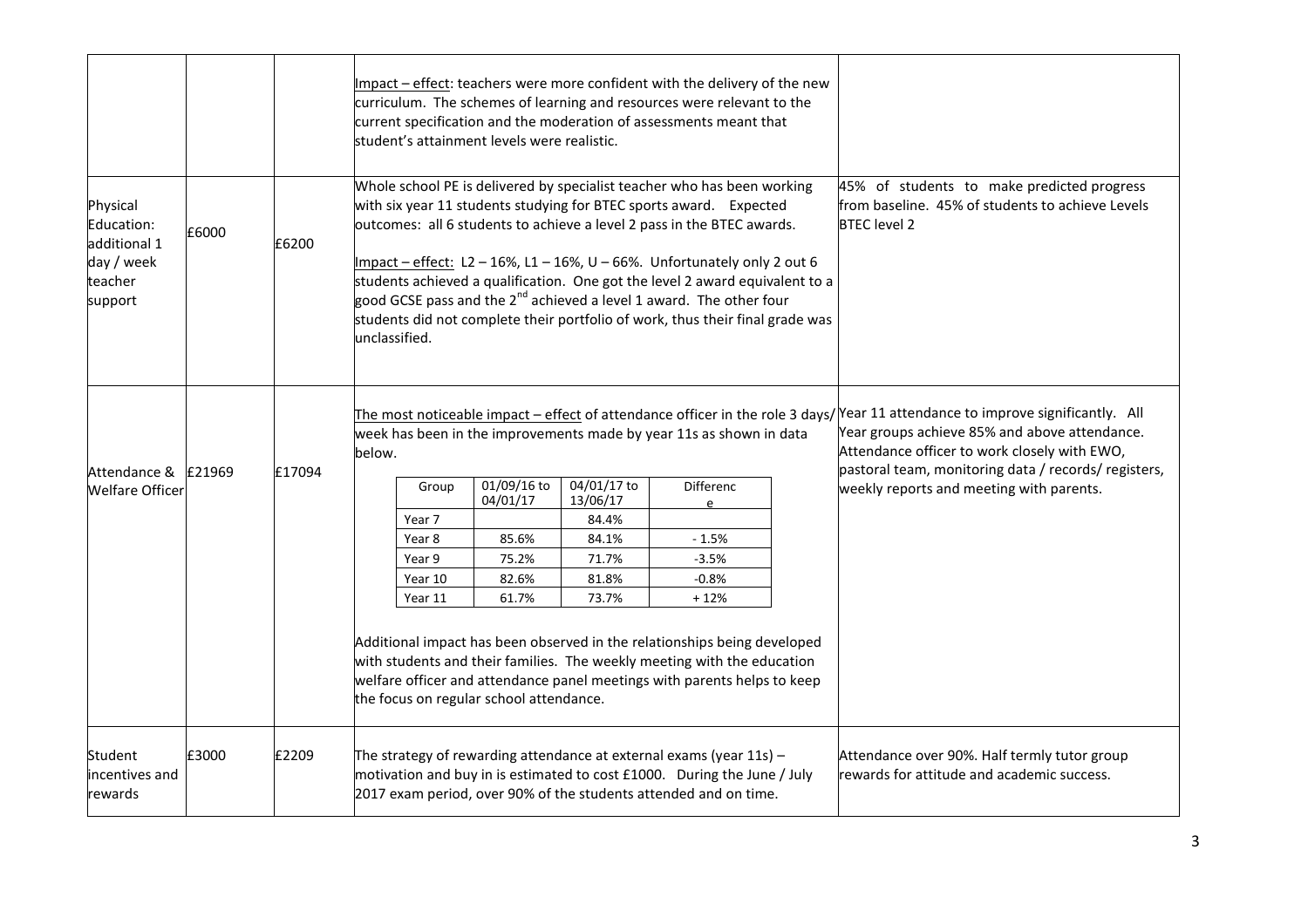| | | | | |
|---|---|---|---|---|
| | | | Impact – effect: teachers were more confident with the delivery of the new curriculum. The schemes of learning and resources were relevant to the current specification and the moderation of assessments meant that student's attainment levels were realistic. | |
| Physical Education: additional 1 day / week teacher support | £6000 | £6200 | Whole school PE is delivered by specialist teacher who has been working with six year 11 students studying for BTEC sports award. Expected outcomes: all 6 students to achieve a level 2 pass in the BTEC awards.<br><br>Impact – effect: L2 – 16%, L1 – 16%, U – 66%. Unfortunately only 2 out 6 students achieved a qualification. One got the level 2 award equivalent to a good GCSE pass and the 2nd achieved a level 1 award. The other four students did not complete their portfolio of work, thus their final grade was unclassified. | 45% of students to make predicted progress from baseline. 45% of students to achieve Levels BTEC level 2 |
| Attendance & Welfare Officer | £21969 | £17094 | The most noticeable impact – effect of attendance officer in the role 3 days/ week has been in the improvements made by year 11s as shown in data below.<br><br>Group / 01/09/16 to 04/01/17 / 04/01/17 to 13/06/17 / Difference<br>Year 7 / / 84.4% /<br>Year 8 / 85.6% / 84.1% / - 1.5%<br>Year 9 / 75.2% / 71.7% / -3.5%<br>Year 10 / 82.6% / 81.8% / -0.8%<br>Year 11 / 61.7% / 73.7% / + 12%<br><br>Additional impact has been observed in the relationships being developed with students and their families. The weekly meeting with the education welfare officer and attendance panel meetings with parents helps to keep the focus on regular school attendance. | Year 11 attendance to improve significantly. All Year groups achieve 85% and above attendance. Attendance officer to work closely with EWO, pastoral team, monitoring data / records/ registers, weekly reports and meeting with parents. |
| Student incentives and rewards | £3000 | £2209 | The strategy of rewarding attendance at external exams (year 11s) – motivation and buy in is estimated to cost £1000. During the June / July 2017 exam period, over 90% of the students attended and on time. | Attendance over 90%. Half termly tutor group rewards for attitude and academic success. |

| Group | 01/09/16 to 04/01/17 | 04/01/17 to 13/06/17 | Difference |
|---|---|---|---|
| Year 7 | | 84.4% | |
| Year 8 | 85.6% | 84.1% | - 1.5% |
| Year 9 | 75.2% | 71.7% | -3.5% |
| Year 10 | 82.6% | 81.8% | -0.8% |
| Year 11 | 61.7% | 73.7% | + 12% |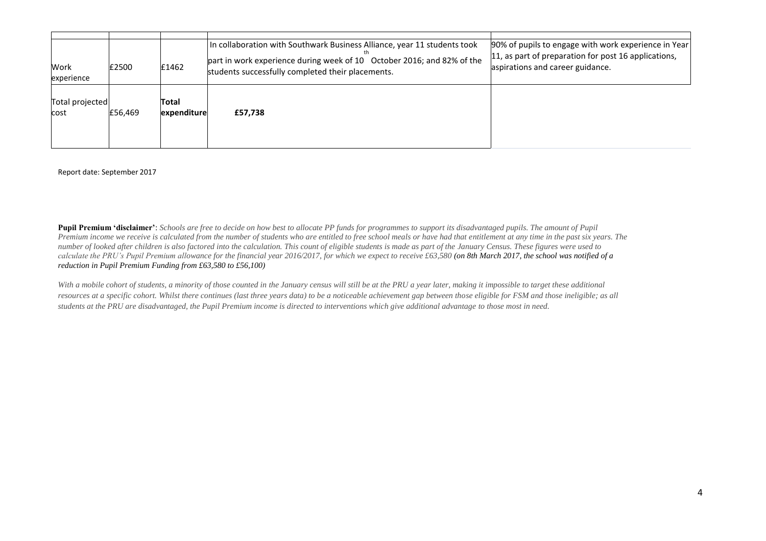| | | | | |
|---|---|---|---|---|
| Work experience | £2500 | £1462 | In collaboration with Southwark Business Alliance, year 11 students took part in work experience during week of 10th October 2016; and 82% of the students successfully completed their placements. | 90% of pupils to engage with work experience in Year 11, as part of preparation for post 16 applications, aspirations and career guidance. |
| Total projected cost | £56,469 | **Total expenditure** | **£57,738** | |

Report date: September 2017

**Pupil Premium 'disclaimer'**: *Schools are free to decide on how best to allocate PP funds for programmes to support its disadvantaged pupils. The amount of Pupil Premium income we receive is calculated from the number of students who are entitled to free school meals or have had that entitlement at any time in the past six years. The number of looked after children is also factored into the calculation. This count of eligible students is made as part of the January Census. These figures were used to calculate the PRU's Pupil Premium allowance for the financial year 2016/2017, for which we expect to receive £63,580* ***(on 8th March 2017, the school was notified of a reduction in Pupil Premium Funding from £63,580 to £56,100)***

*With a mobile cohort of students, a minority of those counted in the January census will still be at the PRU a year later, making it impossible to target these additional resources at a specific cohort. Whilst there continues (last three years data) to be a noticeable achievement gap between those eligible for FSM and those ineligible; as all students at the PRU are disadvantaged, the Pupil Premium income is directed to interventions which give additional advantage to those most in need.*